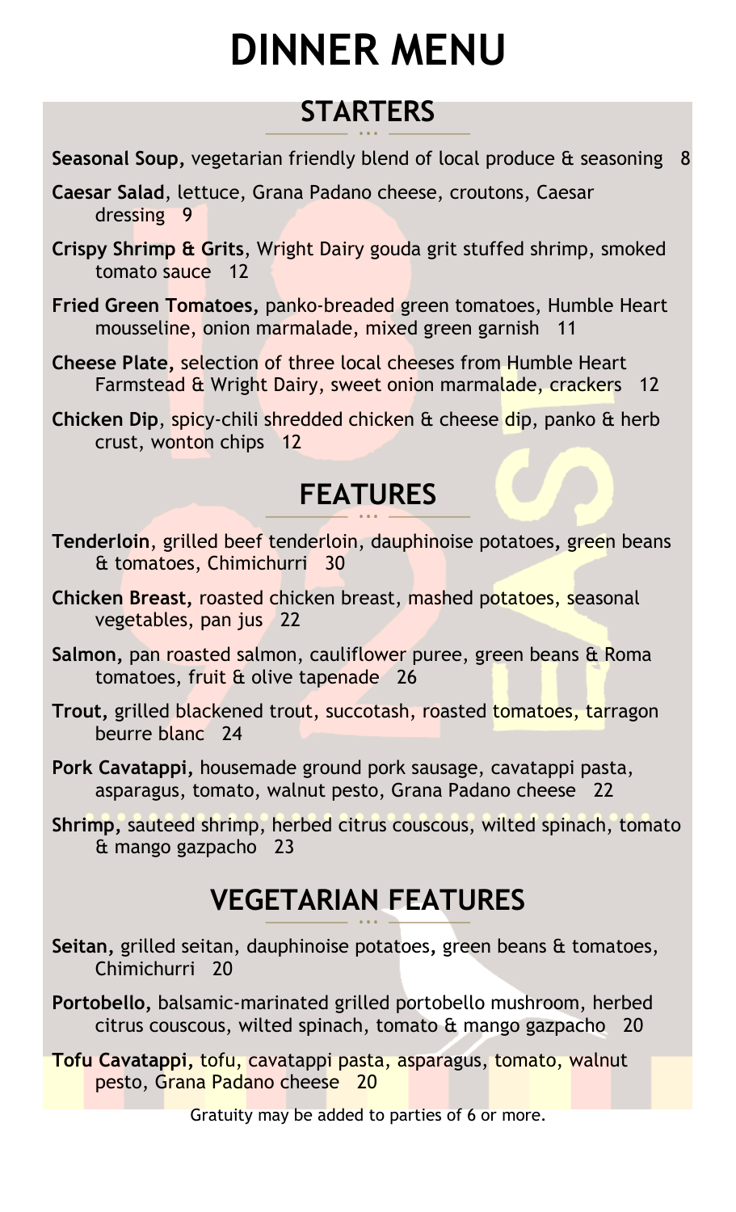# DINNER MENU

## STARTERS

**Seasonal Soup,** vegetarian friendly blend of local produce & seasoning 8

**Caesar Salad**, lettuce, Grana Padano cheese, croutons, Caesar dressing 9

**Crispy Shrimp & Grits**, Wright Dairy gouda grit stuffed shrimp, smoked tomato sauce 12

**Fried Green Tomatoes,** panko-breaded green tomatoes, Humble Heart mousseline, onion marmalade, mixed green garnish 11

**Cheese Plate,** selection of three local cheeses from Humble Heart Farmstead & Wright Dairy, sweet onion marmalade, crackers 12

**Chicken Dip**, spicy-chili shredded chicken & cheese dip, panko & herb crust, wonton chips 12

## FEATURES

**Tenderloin**, grilled beef tenderloin, dauphinoise potatoes, green beans & tomatoes, Chimichurri 30

**Chicken Breast,** roasted chicken breast, mashed potatoes, seasonal vegetables, pan jus 22

**Salmon,** pan roasted salmon, cauliflower puree, green beans & Roma tomatoes, fruit & olive tapenade 26

**Trout,** grilled blackened trout, succotash, roasted tomatoes, tarragon beurre blanc 24

**Pork Cavatappi,** housemade ground pork sausage, cavatappi pasta, asparagus, tomato, walnut pesto, Grana Padano cheese 22

**Shrimp,** sauteed shrimp, herbed citrus couscous, wilted spinach, tomato & mango gazpacho 23

## VEGETARIAN FEATURES

**Seitan,** grilled seitan, dauphinoise potatoes, green beans & tomatoes, Chimichurri 20

**Portobello,** balsamic-marinated grilled portobello mushroom, herbed citrus couscous, wilted spinach, tomato & mango gazpacho 20

**Tofu Cavatappi,** tofu, cavatappi pasta, asparagus, tomato, walnut pesto, Grana Padano cheese 20

Gratuity may be added to parties of 6 or more.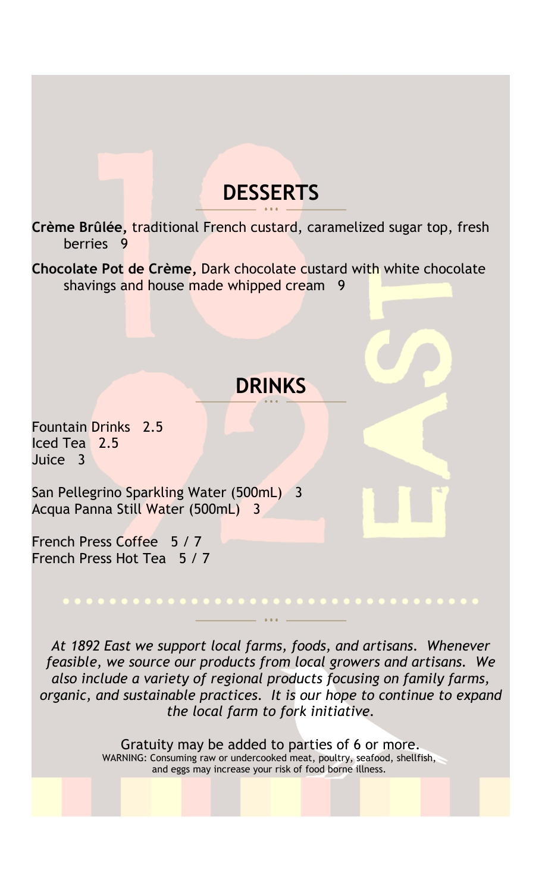## DESSERTS

**Crème Brûlée,** traditional French custard, caramelized sugar top, fresh berries 9

**Chocolate Pot de Crème,** Dark chocolate custard with white chocolate shavings and house made whipped cream 9

## DRINKS

Fountain Drinks 2.5
Iced Tea 2.5
Juice 3

San Pellegrino Sparkling Water (500mL) 3
Acqua Panna Still Water (500mL) 3

French Press Coffee 5 / 7
French Press Hot Tea 5 / 7

*At 1892 East we support local farms, foods, and artisans. Whenever feasible, we source our products from local growers and artisans. We also include a variety of regional products focusing on family farms, organic, and sustainable practices. It is our hope to continue to expand the local farm to fork initiative.*

Gratuity may be added to parties of 6 or more.

WARNING: Consuming raw or undercooked meat, poultry, seafood, shellfish, and eggs may increase your risk of food borne illness.